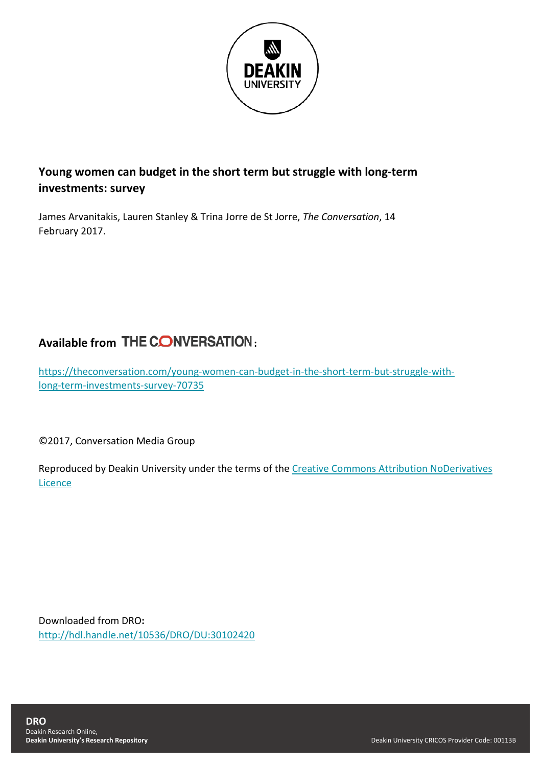**Young women can budget in the short term but struggle with long-term investments: survey**

James Arvanitakis, Lauren Stanley & Trina Jorre de St Jorre, *The Conversation*, 14 February 2017.

**Available from THE CONVERSATION:**

https://theconversation.com/young-women-can-budget-in-the-short-term-but-struggle-with-long-term-investments-survey-70735

©2017, Conversation Media Group

Reproduced by Deakin University under the terms of the Creative Commons Attribution NoDerivatives Licence

Downloaded from DRO:
http://hdl.handle.net/10536/DRO/DU:30102420

**DRO**
Deakin Research Online,
**Deakin University's Research Repository**

Deakin University CRICOS Provider Code: 00113B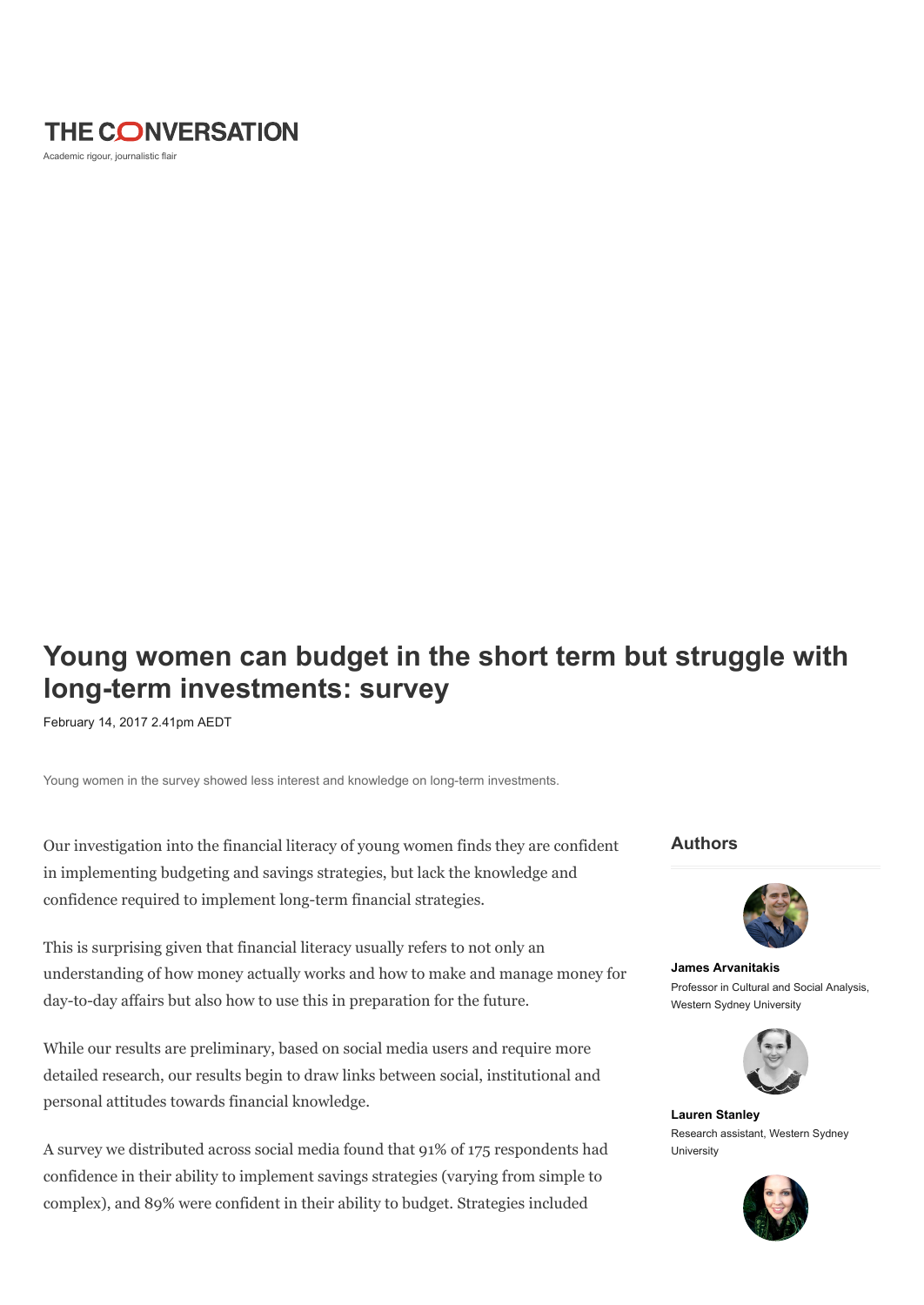# Young women can budget in the short term but struggle with long-term investments: survey

February 14, 2017 2.41pm AEDT

Young women in the survey showed less interest and knowledge on long-term investments.

Our investigation into the financial literacy of young women finds they are confident in implementing budgeting and savings strategies, but lack the knowledge and confidence required to implement long-term financial strategies.

This is surprising given that financial literacy usually refers to not only an understanding of how money actually works and how to make and manage money for day-to-day affairs but also how to use this in preparation for the future.

While our results are preliminary, based on social media users and require more detailed research, our results begin to draw links between social, institutional and personal attitudes towards financial knowledge.

A survey we distributed across social media found that 91% of 175 respondents had confidence in their ability to implement savings strategies (varying from simple to complex), and 89% were confident in their ability to budget. Strategies included

## Authors

**James Arvanitakis**
Professor in Cultural and Social Analysis, Western Sydney University

**Lauren Stanley**
Research assistant, Western Sydney University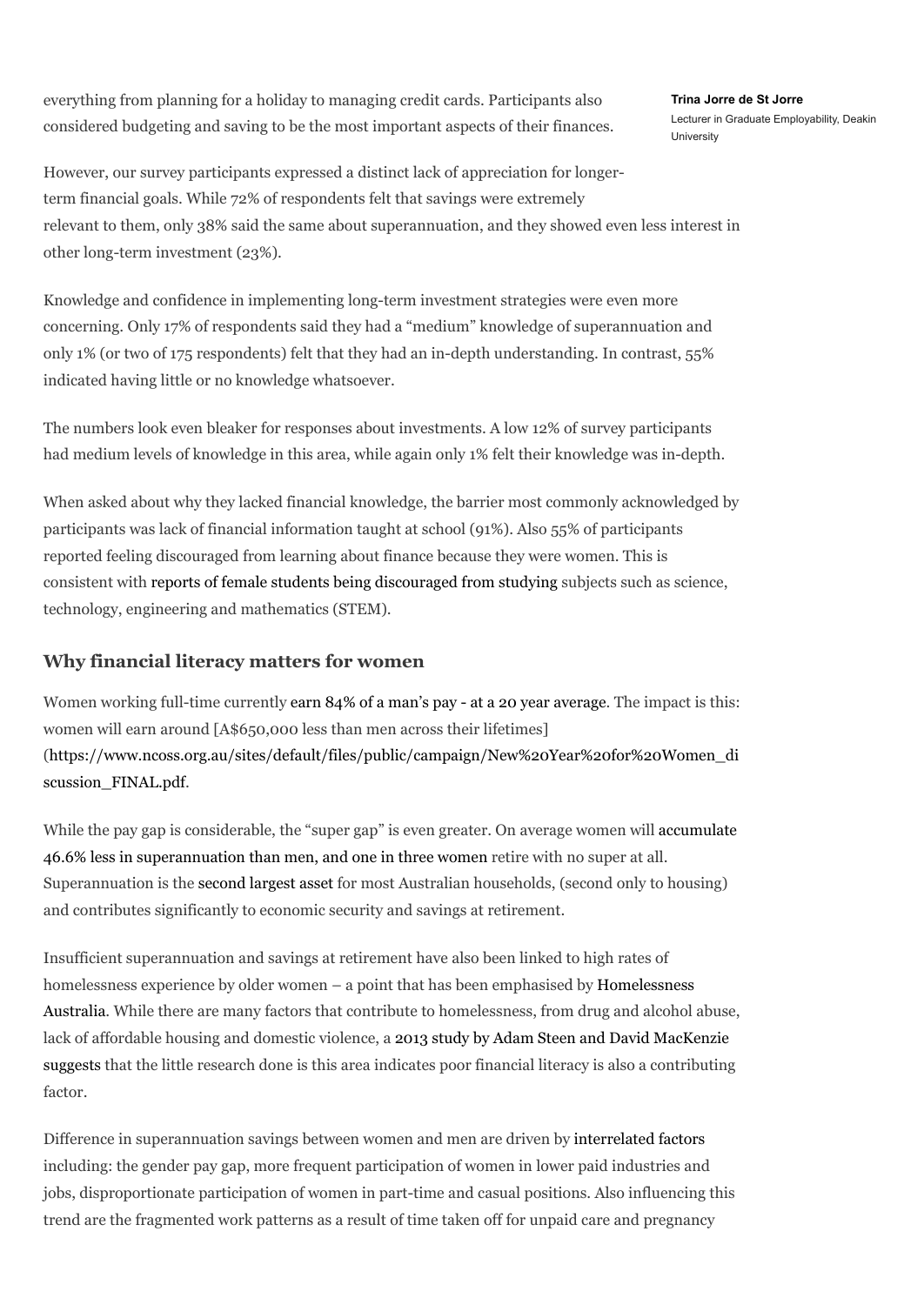everything from planning for a holiday to managing credit cards. Participants also considered budgeting and saving to be the most important aspects of their finances.

**Trina Jorre de St Jorre**
Lecturer in Graduate Employability, Deakin University

However, our survey participants expressed a distinct lack of appreciation for longer-term financial goals. While 72% of respondents felt that savings were extremely relevant to them, only 38% said the same about superannuation, and they showed even less interest in other long-term investment (23%).

Knowledge and confidence in implementing long-term investment strategies were even more concerning. Only 17% of respondents said they had a "medium" knowledge of superannuation and only 1% (or two of 175 respondents) felt that they had an in-depth understanding. In contrast, 55% indicated having little or no knowledge whatsoever.

The numbers look even bleaker for responses about investments. A low 12% of survey participants had medium levels of knowledge in this area, while again only 1% felt their knowledge was in-depth.

When asked about why they lacked financial knowledge, the barrier most commonly acknowledged by participants was lack of financial information taught at school (91%). Also 55% of participants reported feeling discouraged from learning about finance because they were women. This is consistent with reports of female students being discouraged from studying subjects such as science, technology, engineering and mathematics (STEM).

## Why financial literacy matters for women

Women working full-time currently earn 84% of a man's pay - at a 20 year average. The impact is this: women will earn around [A$650,000 less than men across their lifetimes] (https://www.ncoss.org.au/sites/default/files/public/campaign/New%20Year%20for%20Women_discussion_FINAL.pdf.

While the pay gap is considerable, the "super gap" is even greater. On average women will accumulate 46.6% less in superannuation than men, and one in three women retire with no super at all. Superannuation is the second largest asset for most Australian households, (second only to housing) and contributes significantly to economic security and savings at retirement.

Insufficient superannuation and savings at retirement have also been linked to high rates of homelessness experience by older women – a point that has been emphasised by Homelessness Australia. While there are many factors that contribute to homelessness, from drug and alcohol abuse, lack of affordable housing and domestic violence, a 2013 study by Adam Steen and David MacKenzie suggests that the little research done is this area indicates poor financial literacy is also a contributing factor.

Difference in superannuation savings between women and men are driven by interrelated factors including: the gender pay gap, more frequent participation of women in lower paid industries and jobs, disproportionate participation of women in part-time and casual positions. Also influencing this trend are the fragmented work patterns as a result of time taken off for unpaid care and pregnancy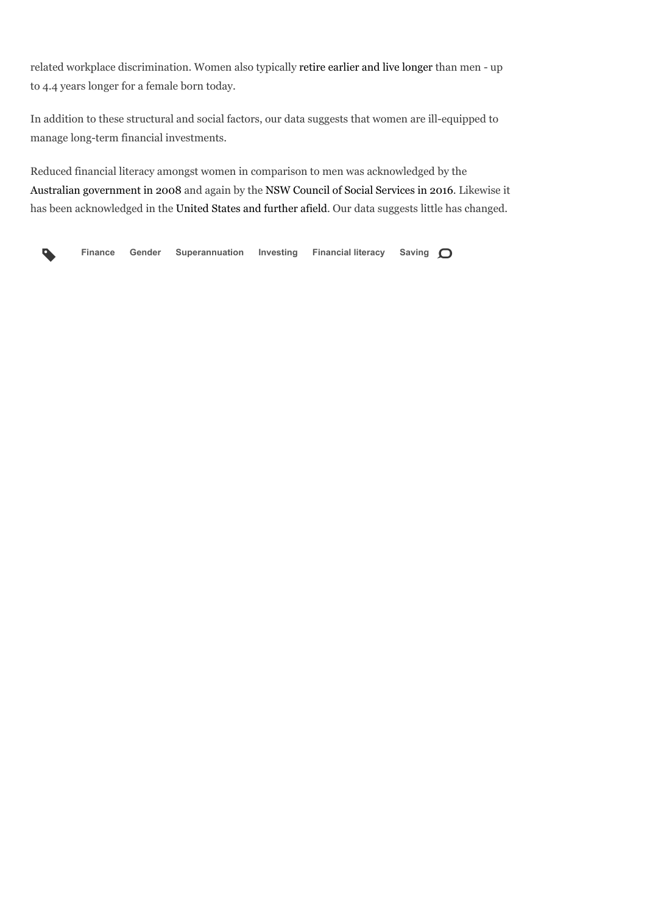related workplace discrimination. Women also typically retire earlier and live longer than men - up to 4.4 years longer for a female born today.

In addition to these structural and social factors, our data suggests that women are ill-equipped to manage long-term financial investments.

Reduced financial literacy amongst women in comparison to men was acknowledged by the Australian government in 2008 and again by the NSW Council of Social Services in 2016. Likewise it has been acknowledged in the United States and further afield. Our data suggests little has changed.

Finance Gender Superannuation Investing Financial literacy Saving